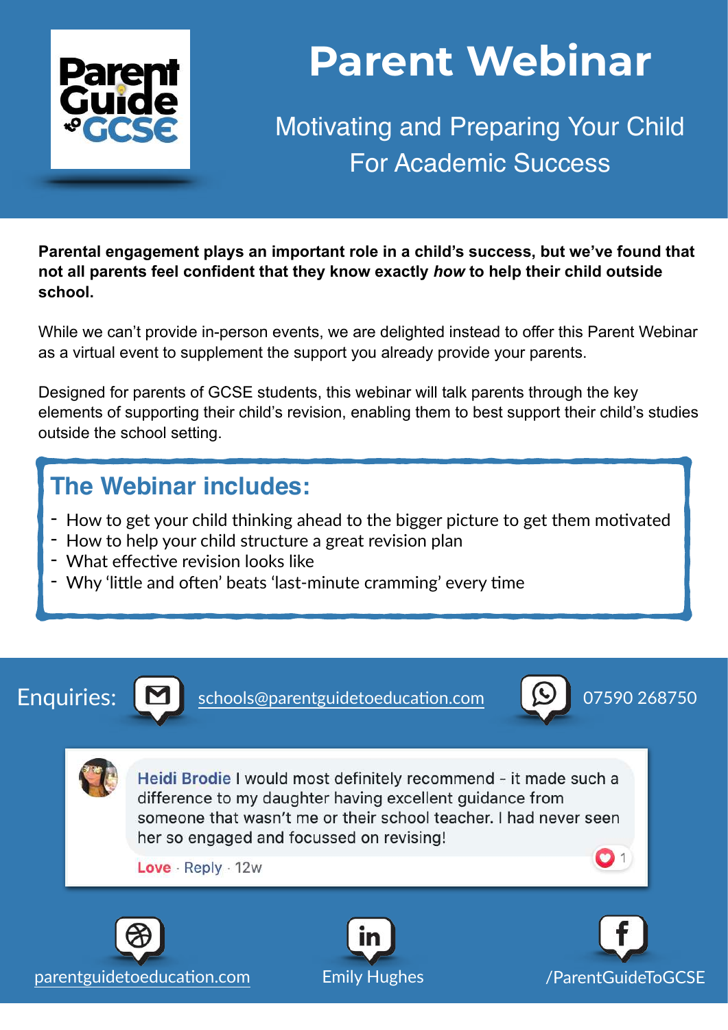Parent Guide to GCSE

# Parent Webinar

## Motivating and Preparing Your Child For Academic Success

**Parental engagement plays an important role in a child's success, but we've found that not all parents feel confident that they know exactly *how* to help their child outside school.**

While we can't provide in-person events, we are delighted instead to offer this Parent Webinar as a virtual event to supplement the support you already provide your parents.

Designed for parents of GCSE students, this webinar will talk parents through the key elements of supporting their child's revision, enabling them to best support their child's studies outside the school setting.

## The Webinar includes:

- How to get your child thinking ahead to the bigger picture to get them motivated
- How to help your child structure a great revision plan
- What effective revision looks like
- Why 'little and often' beats 'last-minute cramming' every time

Enquiries: schools@parentguidetoeducation.com 07590 268750

Heidi Brodie I would most definitely recommend - it made such a difference to my daughter having excellent guidance from someone that wasn't me or their school teacher. I had never seen her so engaged and focussed on revising!

Love · Reply · 12w

parentguidetoeducation.com

Emily Hughes

/ParentGuideToGCSE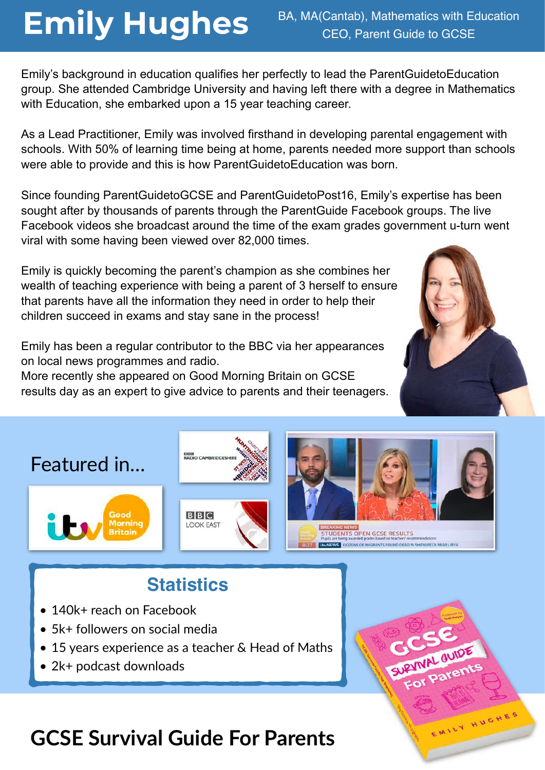# Emily Hughes

BA, MA(Cantab), Mathematics with Education
CEO, Parent Guide to GCSE

Emily's background in education qualifies her perfectly to lead the ParentGuidetoEducation group. She attended Cambridge University and having left there with a degree in Mathematics with Education, she embarked upon a 15 year teaching career.

As a Lead Practitioner, Emily was involved firsthand in developing parental engagement with schools. With 50% of learning time being at home, parents needed more support than schools were able to provide and this is how ParentGuidetoEducation was born.

Since founding ParentGuidetoGCSE and ParentGuidetoPost16, Emily's expertise has been sought after by thousands of parents through the ParentGuide Facebook groups. The live Facebook videos she broadcast around the time of the exam grades government u-turn went viral with some having been viewed over 82,000 times.

Emily is quickly becoming the parent's champion as she combines her wealth of teaching experience with being a parent of 3 herself to ensure that parents have all the information they need in order to help their children succeed in exams and stay sane in the process!

Emily has been a regular contributor to the BBC via her appearances on local news programmes and radio.
More recently she appeared on Good Morning Britain on GCSE results day as an expert to give advice to parents and their teenagers.

## Featured in...

## Statistics

- 140k+ reach on Facebook
- 5k+ followers on social media
- 15 years experience as a teacher & Head of Maths
- 2k+ podcast downloads

## GCSE Survival Guide For Parents